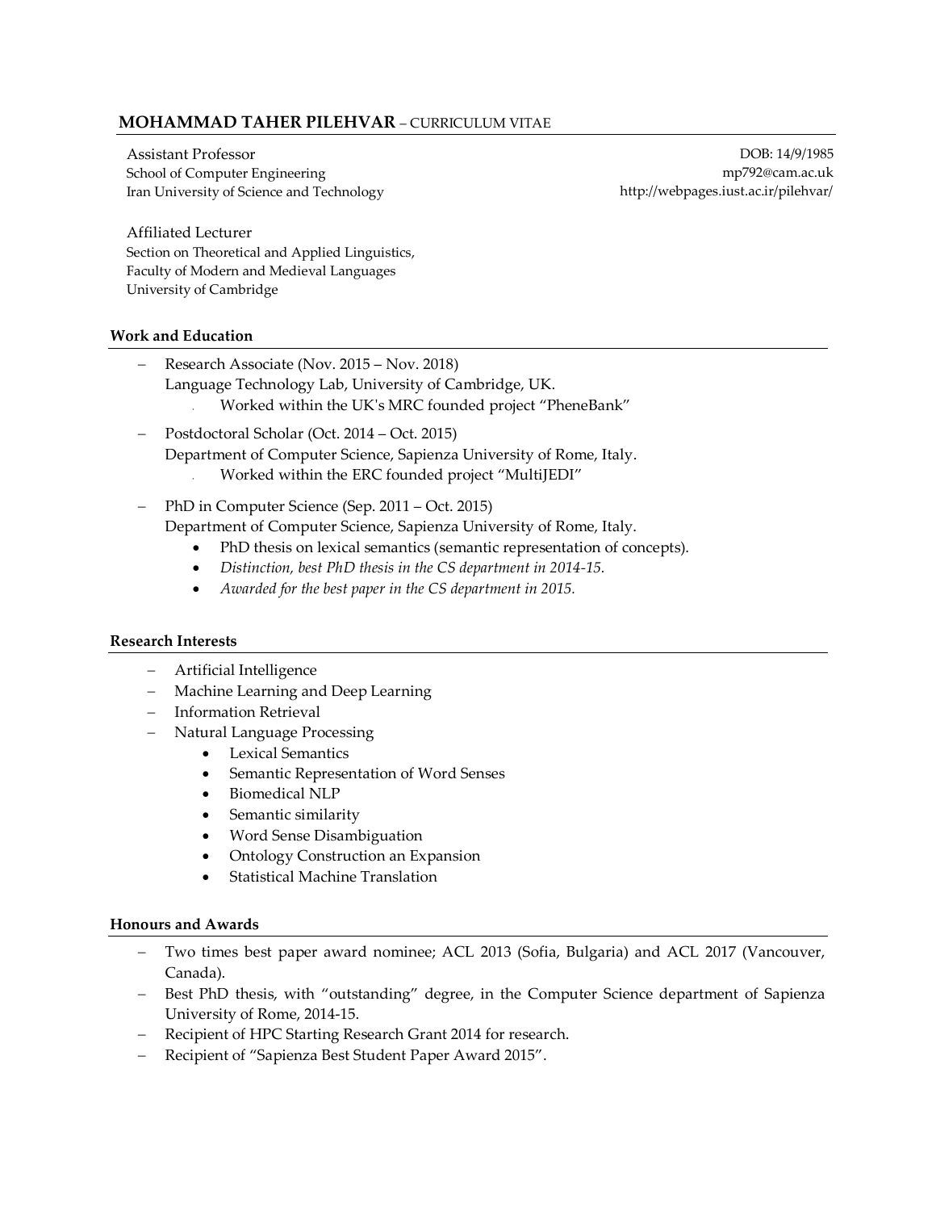# MOHAMMAD TAHER PILEHVAR – CURRICULUM VITAE

Assistant Professor
School of Computer Engineering
Iran University of Science and Technology

DOB: 14/9/1985
mp792@cam.ac.uk
http://webpages.iust.ac.ir/pilehvar/

Affiliated Lecturer
Section on Theoretical and Applied Linguistics,
Faculty of Modern and Medieval Languages
University of Cambridge

## Work and Education

- Research Associate (Nov. 2015 – Nov. 2018)
  Language Technology Lab, University of Cambridge, UK.
    - Worked within the UK's MRC founded project "PheneBank"
- Postdoctoral Scholar (Oct. 2014 – Oct. 2015)
  Department of Computer Science, Sapienza University of Rome, Italy.
    - Worked within the ERC founded project "MultiJEDI"
- PhD in Computer Science (Sep. 2011 – Oct. 2015)
  Department of Computer Science, Sapienza University of Rome, Italy.
    - PhD thesis on lexical semantics (semantic representation of concepts).
    - *Distinction, best PhD thesis in the CS department in 2014-15.*
    - *Awarded for the best paper in the CS department in 2015.*

## Research Interests

- Artificial Intelligence
- Machine Learning and Deep Learning
- Information Retrieval
- Natural Language Processing
    - Lexical Semantics
    - Semantic Representation of Word Senses
    - Biomedical NLP
    - Semantic similarity
    - Word Sense Disambiguation
    - Ontology Construction an Expansion
    - Statistical Machine Translation

## Honours and Awards

- Two times best paper award nominee; ACL 2013 (Sofia, Bulgaria) and ACL 2017 (Vancouver, Canada).
- Best PhD thesis, with "outstanding" degree, in the Computer Science department of Sapienza University of Rome, 2014-15.
- Recipient of HPC Starting Research Grant 2014 for research.
- Recipient of "Sapienza Best Student Paper Award 2015".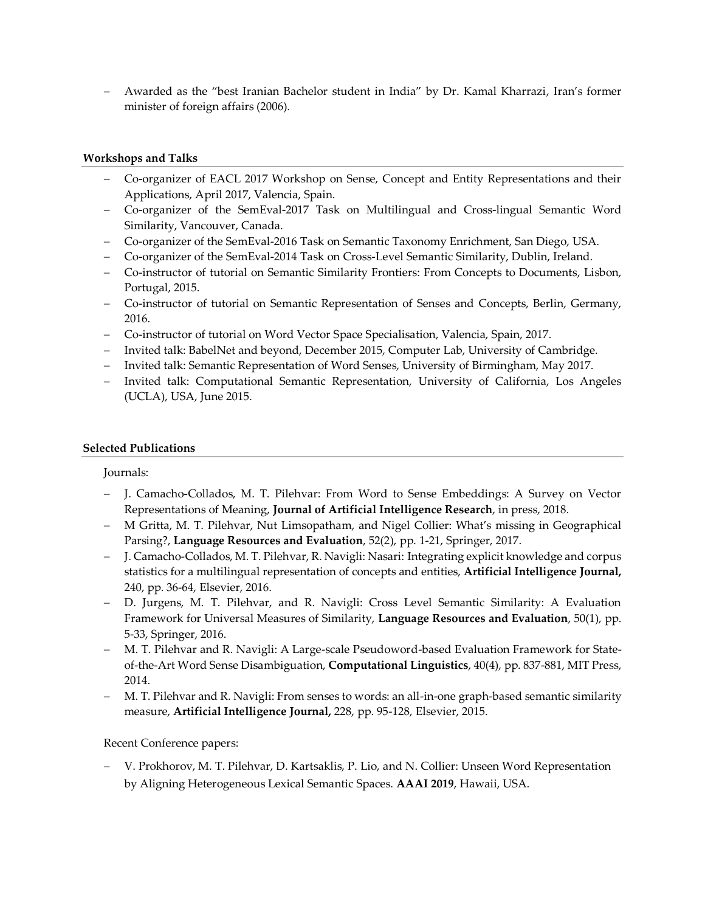- Awarded as the "best Iranian Bachelor student in India" by Dr. Kamal Kharrazi, Iran's former minister of foreign affairs (2006).

**Workshops and Talks**

- Co-organizer of EACL 2017 Workshop on Sense, Concept and Entity Representations and their Applications, April 2017, Valencia, Spain.
- Co-organizer of the SemEval-2017 Task on Multilingual and Cross-lingual Semantic Word Similarity, Vancouver, Canada.
- Co-organizer of the SemEval-2016 Task on Semantic Taxonomy Enrichment, San Diego, USA.
- Co-organizer of the SemEval-2014 Task on Cross-Level Semantic Similarity, Dublin, Ireland.
- Co-instructor of tutorial on Semantic Similarity Frontiers: From Concepts to Documents, Lisbon, Portugal, 2015.
- Co-instructor of tutorial on Semantic Representation of Senses and Concepts, Berlin, Germany, 2016.
- Co-instructor of tutorial on Word Vector Space Specialisation, Valencia, Spain, 2017.
- Invited talk: BabelNet and beyond, December 2015, Computer Lab, University of Cambridge.
- Invited talk: Semantic Representation of Word Senses, University of Birmingham, May 2017.
- Invited talk: Computational Semantic Representation, University of California, Los Angeles (UCLA), USA, June 2015.

**Selected Publications**

Journals:

- J. Camacho-Collados, M. T. Pilehvar: From Word to Sense Embeddings: A Survey on Vector Representations of Meaning, **Journal of Artificial Intelligence Research**, in press, 2018.
- M Gritta, M. T. Pilehvar, Nut Limsopatham, and Nigel Collier: What's missing in Geographical Parsing?, **Language Resources and Evaluation**, 52(2), pp. 1-21, Springer, 2017.
- J. Camacho-Collados, M. T. Pilehvar, R. Navigli: Nasari: Integrating explicit knowledge and corpus statistics for a multilingual representation of concepts and entities, **Artificial Intelligence Journal,** 240, pp. 36-64, Elsevier, 2016.
- D. Jurgens, M. T. Pilehvar, and R. Navigli: Cross Level Semantic Similarity: A Evaluation Framework for Universal Measures of Similarity, **Language Resources and Evaluation**, 50(1), pp. 5-33, Springer, 2016.
- M. T. Pilehvar and R. Navigli: A Large-scale Pseudoword-based Evaluation Framework for State-of-the-Art Word Sense Disambiguation, **Computational Linguistics**, 40(4), pp. 837-881, MIT Press, 2014.
- M. T. Pilehvar and R. Navigli: From senses to words: an all-in-one graph-based semantic similarity measure, **Artificial Intelligence Journal,** 228, pp. 95-128, Elsevier, 2015.

Recent Conference papers:

- V. Prokhorov, M. T. Pilehvar, D. Kartsaklis, P. Lio, and N. Collier: Unseen Word Representation by Aligning Heterogeneous Lexical Semantic Spaces. **AAAI 2019**, Hawaii, USA.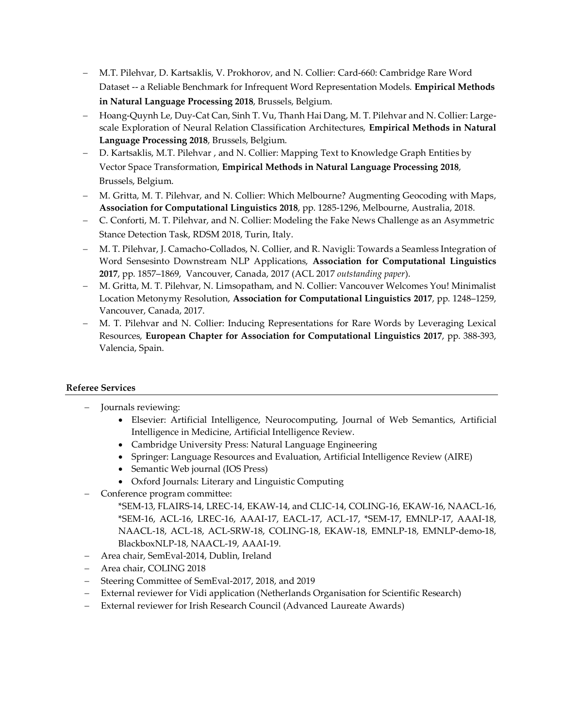- M.T. Pilehvar, D. Kartsaklis, V. Prokhorov, and N. Collier: Card-660: Cambridge Rare Word Dataset -- a Reliable Benchmark for Infrequent Word Representation Models. **Empirical Methods in Natural Language Processing 2018**, Brussels, Belgium.
- Hoang-Quynh Le, Duy-Cat Can, Sinh T. Vu, Thanh Hai Dang, M. T. Pilehvar and N. Collier: Large-scale Exploration of Neural Relation Classification Architectures, **Empirical Methods in Natural Language Processing 2018**, Brussels, Belgium.
- D. Kartsaklis, M.T. Pilehvar , and N. Collier: Mapping Text to Knowledge Graph Entities by Vector Space Transformation, **Empirical Methods in Natural Language Processing 2018**, Brussels, Belgium.
- M. Gritta, M. T. Pilehvar, and N. Collier: Which Melbourne? Augmenting Geocoding with Maps, **Association for Computational Linguistics 2018**, pp. 1285-1296, Melbourne, Australia, 2018.
- C. Conforti, M. T. Pilehvar, and N. Collier: Modeling the Fake News Challenge as an Asymmetric Stance Detection Task, RDSM 2018, Turin, Italy.
- M. T. Pilehvar, J. Camacho-Collados, N. Collier, and R. Navigli: Towards a Seamless Integration of Word Sensesinto Downstream NLP Applications, **Association for Computational Linguistics 2017**, pp. 1857–1869, Vancouver, Canada, 2017 (ACL 2017 *outstanding paper*).
- M. Gritta, M. T. Pilehvar, N. Limsopatham, and N. Collier: Vancouver Welcomes You! Minimalist Location Metonymy Resolution, **Association for Computational Linguistics 2017**, pp. 1248–1259, Vancouver, Canada, 2017.
- M. T. Pilehvar and N. Collier: Inducing Representations for Rare Words by Leveraging Lexical Resources, **European Chapter for Association for Computational Linguistics 2017**, pp. 388-393, Valencia, Spain.

**Referee Services**

- Journals reviewing:
  - Elsevier: Artificial Intelligence, Neurocomputing, Journal of Web Semantics, Artificial Intelligence in Medicine, Artificial Intelligence Review.
  - Cambridge University Press: Natural Language Engineering
  - Springer: Language Resources and Evaluation, Artificial Intelligence Review (AIRE)
  - Semantic Web journal (IOS Press)
  - Oxford Journals: Literary and Linguistic Computing
- Conference program committee:
  *SEM-13, FLAIRS-14, LREC-14, EKAW-14, and CLIC-14, COLING-16, EKAW-16, NAACL-16, *SEM-16, ACL-16, LREC-16, AAAI-17, EACL-17, ACL-17, *SEM-17, EMNLP-17, AAAI-18, NAACL-18, ACL-18, ACL-SRW-18, COLING-18, EKAW-18, EMNLP-18, EMNLP-demo-18, BlackboxNLP-18, NAACL-19, AAAI-19.
- Area chair, SemEval-2014, Dublin, Ireland
- Area chair, COLING 2018
- Steering Committee of SemEval-2017, 2018, and 2019
- External reviewer for Vidi application (Netherlands Organisation for Scientific Research)
- External reviewer for Irish Research Council (Advanced Laureate Awards)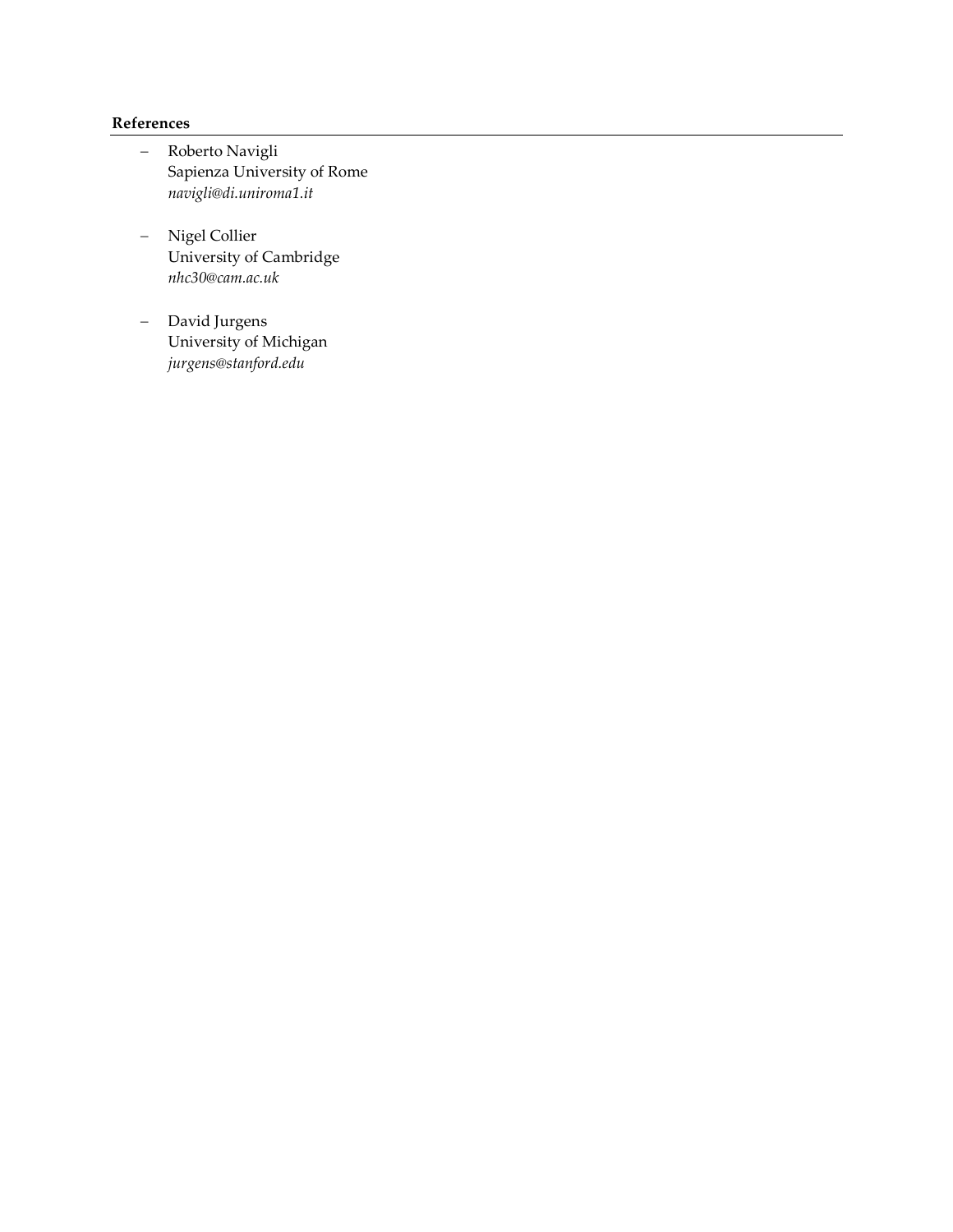**References**

- Roberto Navigli
  Sapienza University of Rome
  *navigli@di.uniroma1.it*

- Nigel Collier
  University of Cambridge
  *nhc30@cam.ac.uk*

- David Jurgens
  University of Michigan
  *jurgens@stanford.edu*